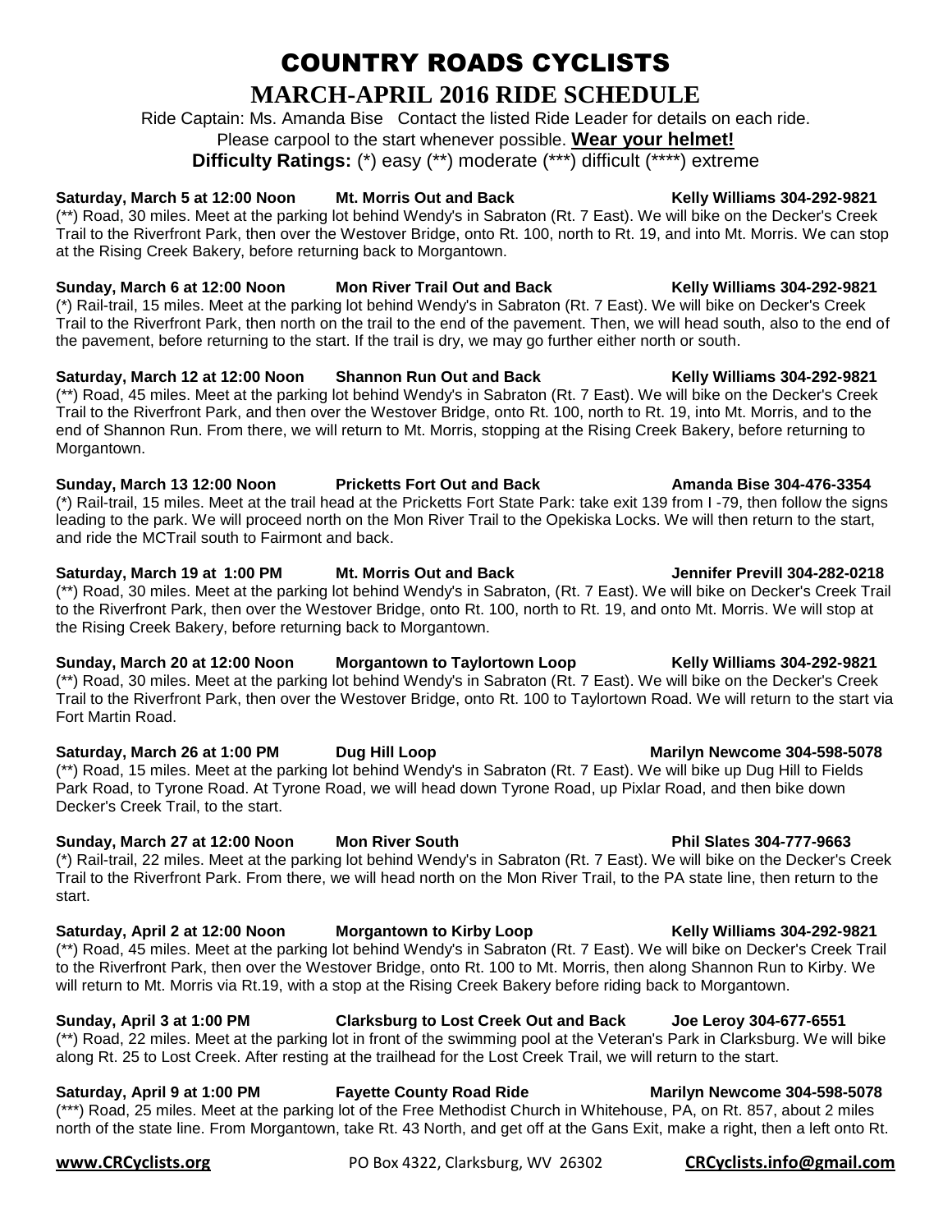# COUNTRY ROADS CYCLISTS

## MARCH-APRIL 2016 RIDE SCHEDULE

Ride Captain: Ms. Amanda Bise Contact the listed Ride Leader for details on each ride.
Please carpool to the start whenever possible. **Wear your helmet!**
**Difficulty Ratings:** (*) easy (**) moderate (***) difficult (****) extreme

**Saturday, March 5 at 12:00 Noon — Mt. Morris Out and Back — Kelly Williams 304-292-9821**
(**) Road, 30 miles. Meet at the parking lot behind Wendy's in Sabraton (Rt. 7 East). We will bike on the Decker's Creek Trail to the Riverfront Park, then over the Westover Bridge, onto Rt. 100, north to Rt. 19, and into Mt. Morris. We can stop at the Rising Creek Bakery, before returning back to Morgantown.

**Sunday, March 6 at 12:00 Noon — Mon River Trail Out and Back — Kelly Williams 304-292-9821**
(*) Rail-trail, 15 miles. Meet at the parking lot behind Wendy's in Sabraton (Rt. 7 East). We will bike on Decker's Creek Trail to the Riverfront Park, then north on the trail to the end of the pavement. Then, we will head south, also to the end of the pavement, before returning to the start. If the trail is dry, we may go further either north or south.

**Saturday, March 12 at 12:00 Noon — Shannon Run Out and Back — Kelly Williams 304-292-9821**
(**) Road, 45 miles. Meet at the parking lot behind Wendy's in Sabraton (Rt. 7 East). We will bike on the Decker's Creek Trail to the Riverfront Park, and then over the Westover Bridge, onto Rt. 100, north to Rt. 19, into Mt. Morris, and to the end of Shannon Run. From there, we will return to Mt. Morris, stopping at the Rising Creek Bakery, before returning to Morgantown.

**Sunday, March 13 12:00 Noon — Pricketts Fort Out and Back — Amanda Bise 304-476-3354**
(*) Rail-trail, 15 miles. Meet at the trail head at the Pricketts Fort State Park: take exit 139 from I -79, then follow the signs leading to the park. We will proceed north on the Mon River Trail to the Opekiska Locks. We will then return to the start, and ride the MCTrail south to Fairmont and back.

**Saturday, March 19 at 1:00 PM — Mt. Morris Out and Back — Jennifer Previll 304-282-0218**
(**) Road, 30 miles. Meet at the parking lot behind Wendy's in Sabraton, (Rt. 7 East). We will bike on Decker's Creek Trail to the Riverfront Park, then over the Westover Bridge, onto Rt. 100, north to Rt. 19, and onto Mt. Morris. We will stop at the Rising Creek Bakery, before returning back to Morgantown.

**Sunday, March 20 at 12:00 Noon — Morgantown to Taylortown Loop — Kelly Williams 304-292-9821**
(**) Road, 30 miles. Meet at the parking lot behind Wendy's in Sabraton (Rt. 7 East). We will bike on the Decker's Creek Trail to the Riverfront Park, then over the Westover Bridge, onto Rt. 100 to Taylortown Road. We will return to the start via Fort Martin Road.

**Saturday, March 26 at 1:00 PM — Dug Hill Loop — Marilyn Newcome 304-598-5078**
(**) Road, 15 miles. Meet at the parking lot behind Wendy's in Sabraton (Rt. 7 East). We will bike up Dug Hill to Fields Park Road, to Tyrone Road. At Tyrone Road, we will head down Tyrone Road, up Pixlar Road, and then bike down Decker's Creek Trail, to the start.

**Sunday, March 27 at 12:00 Noon — Mon River South — Phil Slates 304-777-9663**
(*) Rail-trail, 22 miles. Meet at the parking lot behind Wendy's in Sabraton (Rt. 7 East). We will bike on the Decker's Creek Trail to the Riverfront Park. From there, we will head north on the Mon River Trail, to the PA state line, then return to the start.

**Saturday, April 2 at 12:00 Noon — Morgantown to Kirby Loop — Kelly Williams 304-292-9821**
(**) Road, 45 miles. Meet at the parking lot behind Wendy's in Sabraton (Rt. 7 East). We will bike on Decker's Creek Trail to the Riverfront Park, then over the Westover Bridge, onto Rt. 100 to Mt. Morris, then along Shannon Run to Kirby. We will return to Mt. Morris via Rt.19, with a stop at the Rising Creek Bakery before riding back to Morgantown.

**Sunday, April 3 at 1:00 PM — Clarksburg to Lost Creek Out and Back — Joe Leroy 304-677-6551**
(**) Road, 22 miles. Meet at the parking lot in front of the swimming pool at the Veteran's Park in Clarksburg. We will bike along Rt. 25 to Lost Creek. After resting at the trailhead for the Lost Creek Trail, we will return to the start.

**Saturday, April 9 at 1:00 PM — Fayette County Road Ride — Marilyn Newcome 304-598-5078**
(***) Road, 25 miles. Meet at the parking lot of the Free Methodist Church in Whitehouse, PA, on Rt. 857, about 2 miles north of the state line. From Morgantown, take Rt. 43 North, and get off at the Gans Exit, make a right, then a left onto Rt.

**www.CRCyclists.org** PO Box 4322, Clarksburg, WV 26302 **CRCyclists.info@gmail.com**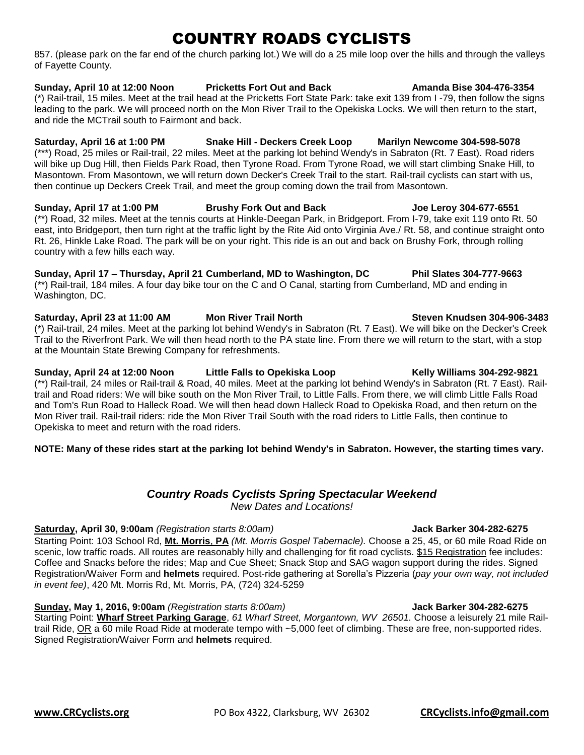857. (please park on the far end of the church parking lot.) We will do a 25 mile loop over the hills and through the valleys of Fayette County.

**Sunday, April 10 at 12:00 Noon Pricketts Fort Out and Back Amanda Bise 304-476-3354**
(*) Rail-trail, 15 miles. Meet at the trail head at the Pricketts Fort State Park: take exit 139 from I -79, then follow the signs leading to the park. We will proceed north on the Mon River Trail to the Opekiska Locks. We will then return to the start, and ride the MCTrail south to Fairmont and back.

**Saturday, April 16 at 1:00 PM Snake Hill - Deckers Creek Loop Marilyn Newcome 304-598-5078**
(***) Road, 25 miles or Rail-trail, 22 miles. Meet at the parking lot behind Wendy's in Sabraton (Rt. 7 East). Road riders will bike up Dug Hill, then Fields Park Road, then Tyrone Road. From Tyrone Road, we will start climbing Snake Hill, to Masontown. From Masontown, we will return down Decker's Creek Trail to the start. Rail-trail cyclists can start with us, then continue up Deckers Creek Trail, and meet the group coming down the trail from Masontown.

**Sunday, April 17 at 1:00 PM Brushy Fork Out and Back Joe Leroy 304-677-6551**
(**) Road, 32 miles. Meet at the tennis courts at Hinkle-Deegan Park, in Bridgeport. From I-79, take exit 119 onto Rt. 50 east, into Bridgeport, then turn right at the traffic light by the Rite Aid onto Virginia Ave./ Rt. 58, and continue straight onto Rt. 26, Hinkle Lake Road. The park will be on your right. This ride is an out and back on Brushy Fork, through rolling country with a few hills each way.

**Sunday, April 17 – Thursday, April 21 Cumberland, MD to Washington, DC Phil Slates 304-777-9663**
(**) Rail-trail, 184 miles. A four day bike tour on the C and O Canal, starting from Cumberland, MD and ending in Washington, DC.

**Saturday, April 23 at 11:00 AM Mon River Trail North Steven Knudsen 304-906-3483**
(*) Rail-trail, 24 miles. Meet at the parking lot behind Wendy's in Sabraton (Rt. 7 East). We will bike on the Decker's Creek Trail to the Riverfront Park. We will then head north to the PA state line. From there we will return to the start, with a stop at the Mountain State Brewing Company for refreshments.

**Sunday, April 24 at 12:00 Noon Little Falls to Opekiska Loop Kelly Williams 304-292-9821**
(**) Rail-trail, 24 miles or Rail-trail & Road, 40 miles. Meet at the parking lot behind Wendy's in Sabraton (Rt. 7 East). Rail-trail and Road riders: We will bike south on the Mon River Trail, to Little Falls. From there, we will climb Little Falls Road and Tom's Run Road to Halleck Road. We will then head down Halleck Road to Opekiska Road, and then return on the Mon River trail. Rail-trail riders: ride the Mon River Trail South with the road riders to Little Falls, then continue to Opekiska to meet and return with the road riders.

**NOTE: Many of these rides start at the parking lot behind Wendy's in Sabraton. However, the starting times vary.**

## *Country Roads Cyclists Spring Spectacular Weekend*

*New Dates and Locations!*

**Saturday, April 30, 9:00am** *(Registration starts 8:00am)* **Jack Barker 304-282-6275**
Starting Point: 103 School Rd, **Mt. Morris**, **PA** *(Mt. Morris Gospel Tabernacle).* Choose a 25, 45, or 60 mile Road Ride on scenic, low traffic roads. All routes are reasonably hilly and challenging for fit road cyclists. $15 Registration fee includes: Coffee and Snacks before the rides; Map and Cue Sheet; Snack Stop and SAG wagon support during the rides. Signed Registration/Waiver Form and **helmets** required. Post-ride gathering at Sorella's Pizzeria (*pay your own way, not included in event fee)*, 420 Mt. Morris Rd, Mt. Morris, PA, (724) 324-5259

**Sunday, May 1, 2016, 9:00am** *(Registration starts 8:00am)* **Jack Barker 304-282-6275**
Starting Point: **Wharf Street Parking Garage**, *61 Wharf Street, Morgantown, WV 26501.* Choose a leisurely 21 mile Rail-trail Ride, OR a 60 mile Road Ride at moderate tempo with ~5,000 feet of climbing. These are free, non-supported rides. Signed Registration/Waiver Form and **helmets** required.